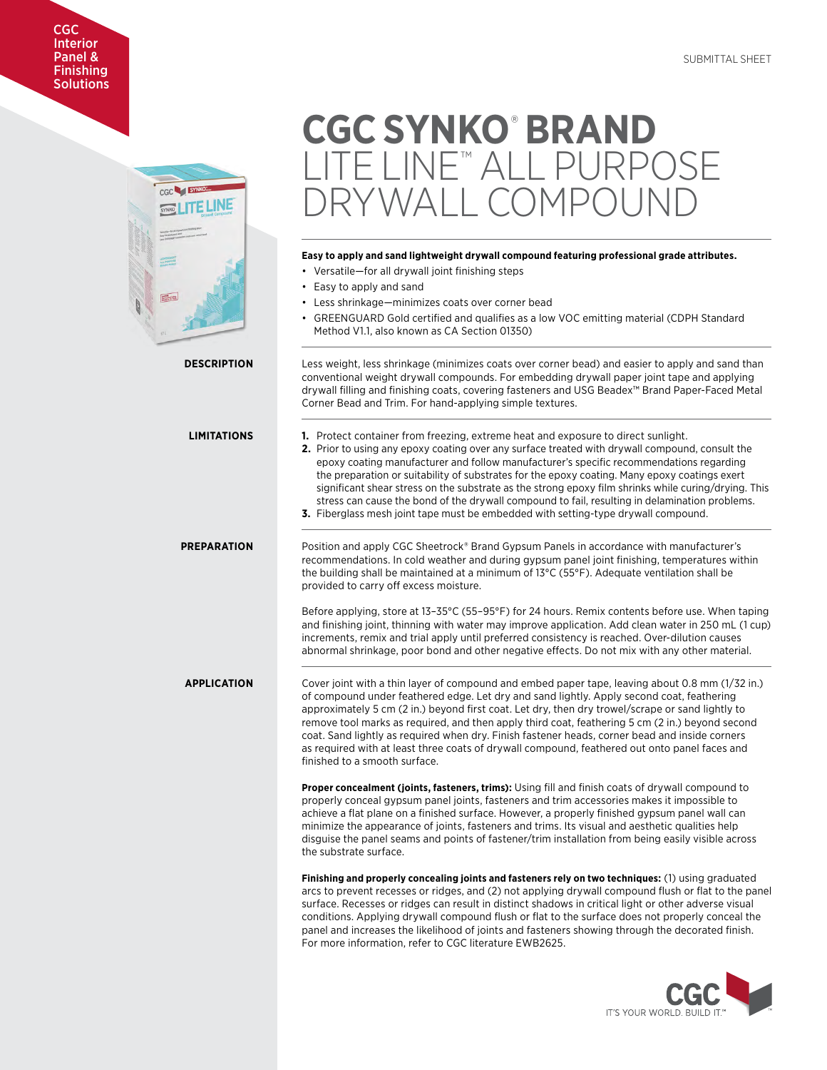CGC Interior Panel & Finishing Solutions

SUBMITTAL SHEET

# CGC SYNKO® BRAND LITE LINE™ ALL PURPOSE DRYWALL COMPOUND

**Easy to apply and sand lightweight drywall compound featuring professional grade attributes.**

- Versatile—for all drywall joint finishing steps
- Easy to apply and sand
- Less shrinkage—minimizes coats over corner bead
- GREENGUARD Gold certified and qualifies as a low VOC emitting material (CDPH Standard Method V1.1, also known as CA Section 01350)

## DESCRIPTION

Less weight, less shrinkage (minimizes coats over corner bead) and easier to apply and sand than conventional weight drywall compounds. For embedding drywall paper joint tape and applying drywall filling and finishing coats, covering fasteners and USG Beadex™ Brand Paper-Faced Metal Corner Bead and Trim. For hand-applying simple textures.

## LIMITATIONS

1. Protect container from freezing, extreme heat and exposure to direct sunlight.
2. Prior to using any epoxy coating over any surface treated with drywall compound, consult the epoxy coating manufacturer and follow manufacturer's specific recommendations regarding the preparation or suitability of substrates for the epoxy coating. Many epoxy coatings exert significant shear stress on the substrate as the strong epoxy film shrinks while curing/drying. This stress can cause the bond of the drywall compound to fail, resulting in delamination problems.
3. Fiberglass mesh joint tape must be embedded with setting-type drywall compound.

## PREPARATION

Position and apply CGC Sheetrock® Brand Gypsum Panels in accordance with manufacturer's recommendations. In cold weather and during gypsum panel joint finishing, temperatures within the building shall be maintained at a minimum of 13°C (55°F). Adequate ventilation shall be provided to carry off excess moisture.

Before applying, store at 13–35°C (55–95°F) for 24 hours. Remix contents before use. When taping and finishing joint, thinning with water may improve application. Add clean water in 250 mL (1 cup) increments, remix and trial apply until preferred consistency is reached. Over-dilution causes abnormal shrinkage, poor bond and other negative effects. Do not mix with any other material.

## APPLICATION

Cover joint with a thin layer of compound and embed paper tape, leaving about 0.8 mm (1/32 in.) of compound under feathered edge. Let dry and sand lightly. Apply second coat, feathering approximately 5 cm (2 in.) beyond first coat. Let dry, then dry trowel/scrape or sand lightly to remove tool marks as required, and then apply third coat, feathering 5 cm (2 in.) beyond second coat. Sand lightly as required when dry. Finish fastener heads, corner bead and inside corners as required with at least three coats of drywall compound, feathered out onto panel faces and finished to a smooth surface.

**Proper concealment (joints, fasteners, trims):** Using fill and finish coats of drywall compound to properly conceal gypsum panel joints, fasteners and trim accessories makes it impossible to achieve a flat plane on a finished surface. However, a properly finished gypsum panel wall can minimize the appearance of joints, fasteners and trims. Its visual and aesthetic qualities help disguise the panel seams and points of fastener/trim installation from being easily visible across the substrate surface.

**Finishing and properly concealing joints and fasteners rely on two techniques:** (1) using graduated arcs to prevent recesses or ridges, and (2) not applying drywall compound flush or flat to the panel surface. Recesses or ridges can result in distinct shadows in critical light or other adverse visual conditions. Applying drywall compound flush or flat to the surface does not properly conceal the panel and increases the likelihood of joints and fasteners showing through the decorated finish. For more information, refer to CGC literature EWB2625.

CGC IT'S YOUR WORLD. BUILD IT.™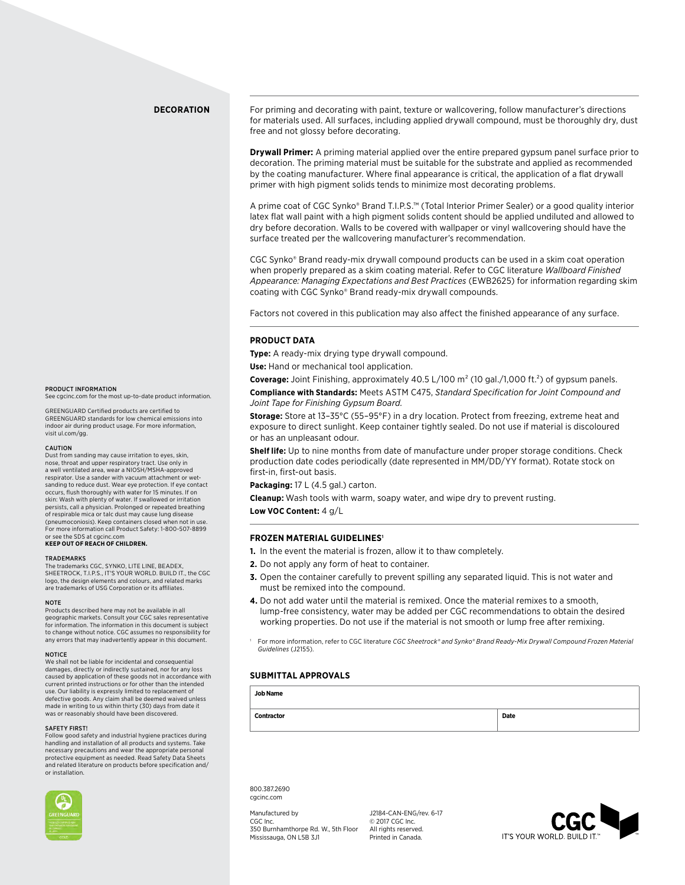## DECORATION

For priming and decorating with paint, texture or wallcovering, follow manufacturer's directions for materials used. All surfaces, including applied drywall compound, must be thoroughly dry, dust free and not glossy before decorating.

**Drywall Primer:** A priming material applied over the entire prepared gypsum panel surface prior to decoration. The priming material must be suitable for the substrate and applied as recommended by the coating manufacturer. Where final appearance is critical, the application of a flat drywall primer with high pigment solids tends to minimize most decorating problems.

A prime coat of CGC Synko® Brand T.I.P.S.™ (Total Interior Primer Sealer) or a good quality interior latex flat wall paint with a high pigment solids content should be applied undiluted and allowed to dry before decoration. Walls to be covered with wallpaper or vinyl wallcovering should have the surface treated per the wallcovering manufacturer's recommendation.

CGC Synko® Brand ready-mix drywall compound products can be used in a skim coat operation when properly prepared as a skim coating material. Refer to CGC literature *Wallboard Finished Appearance: Managing Expectations and Best Practices* (EWB2625) for information regarding skim coating with CGC Synko® Brand ready-mix drywall compounds.

Factors not covered in this publication may also affect the finished appearance of any surface.

## PRODUCT DATA

**Type:** A ready-mix drying type drywall compound.

**Use:** Hand or mechanical tool application.

**Coverage:** Joint Finishing, approximately 40.5 L/100 $m^2$ (10 gal./1,000 $ft.^2$) of gypsum panels.

**Compliance with Standards:** Meets ASTM C475, *Standard Specification for Joint Compound and Joint Tape for Finishing Gypsum Board.*

**Storage:** Store at 13–35°C (55–95°F) in a dry location. Protect from freezing, extreme heat and exposure to direct sunlight. Keep container tightly sealed. Do not use if material is discoloured or has an unpleasant odour.

**Shelf life:** Up to nine months from date of manufacture under proper storage conditions. Check production date codes periodically (date represented in MM/DD/YY format). Rotate stock on first-in, first-out basis.

**Packaging:** 17 L (4.5 gal.) carton.

**Cleanup:** Wash tools with warm, soapy water, and wipe dry to prevent rusting.

**Low VOC Content:** 4 g/L

## FROZEN MATERIAL GUIDELINES[1]

1. In the event the material is frozen, allow it to thaw completely.
2. Do not apply any form of heat to container.
3. Open the container carefully to prevent spilling any separated liquid. This is not water and must be remixed into the compound.
4. Do not add water until the material is remixed. Once the material remixes to a smooth, lump-free consistency, water may be added per CGC recommendations to obtain the desired working properties. Do not use if the material is not smooth or lump free after remixing.

[1] For more information, refer to CGC literature *CGC Sheetrock® and Synko® Brand Ready-Mix Drywall Compound Frozen Material Guidelines* (J2155).

## SUBMITTAL APPROVALS

| Job Name | |
|---|---|
| Contractor | Date |

**PRODUCT INFORMATION**
See cgcinc.com for the most up-to-date product information.

GREENGUARD Certified products are certified to GREENGUARD standards for low chemical emissions into indoor air during product usage. For more information, visit ul.com/gg.

**CAUTION**
Dust from sanding may cause irritation to eyes, skin, nose, throat and upper respiratory tract. Use only in a well ventilated area, wear a NIOSH/MSHA-approved respirator. Use a sander with vacuum attachment or wet-sanding to reduce dust. Wear eye protection. If eye contact occurs, flush thoroughly with water for 15 minutes. If on skin: Wash with plenty of water. If swallowed or irritation persists, call a physician. Prolonged or repeated breathing of respirable mica or talc dust may cause lung disease (pneumoconiosis). Keep containers closed when not in use. For more information call Product Safety: 1-800-507-8899 or see the SDS at cgcinc.com
**KEEP OUT OF REACH OF CHILDREN.**

**TRADEMARKS**
The trademarks CGC, SYNKO, LITE LINE, BEADEX, SHEETROCK, T.I.P.S., IT'S YOUR WORLD. BUILD IT., the CGC logo, the design elements and colours, and related marks are trademarks of USG Corporation or its affiliates.

**NOTE**
Products described here may not be available in all geographic markets. Consult your CGC sales representative for information. The information in this document is subject to change without notice. CGC assumes no responsibility for any errors that may inadvertently appear in this document.

**NOTICE**
We shall not be liable for incidental and consequential damages, directly or indirectly sustained, nor for any loss caused by application of these goods not in accordance with current printed instructions or for other than the intended use. Our liability is expressly limited to replacement of defective goods. Any claim shall be deemed waived unless made in writing to us within thirty (30) days from date it was or reasonably should have been discovered.

**SAFETY FIRST!**
Follow good safety and industrial hygiene practices during handling and installation of all products and systems. Take necessary precautions and wear the appropriate personal protective equipment as needed. Read Safety Data Sheets and related literature on products before specification and/or installation.

800.387.2690
cgcinc.com

Manufactured by
CGC Inc.
350 Burnhamthorpe Rd. W., 5th Floor
Mississauga, ON L5B 3J1

J2184-CAN-ENG/rev. 6-17
© 2017 CGC Inc.
All rights reserved.
Printed in Canada.

CGC
IT'S YOUR WORLD. BUILD IT.™